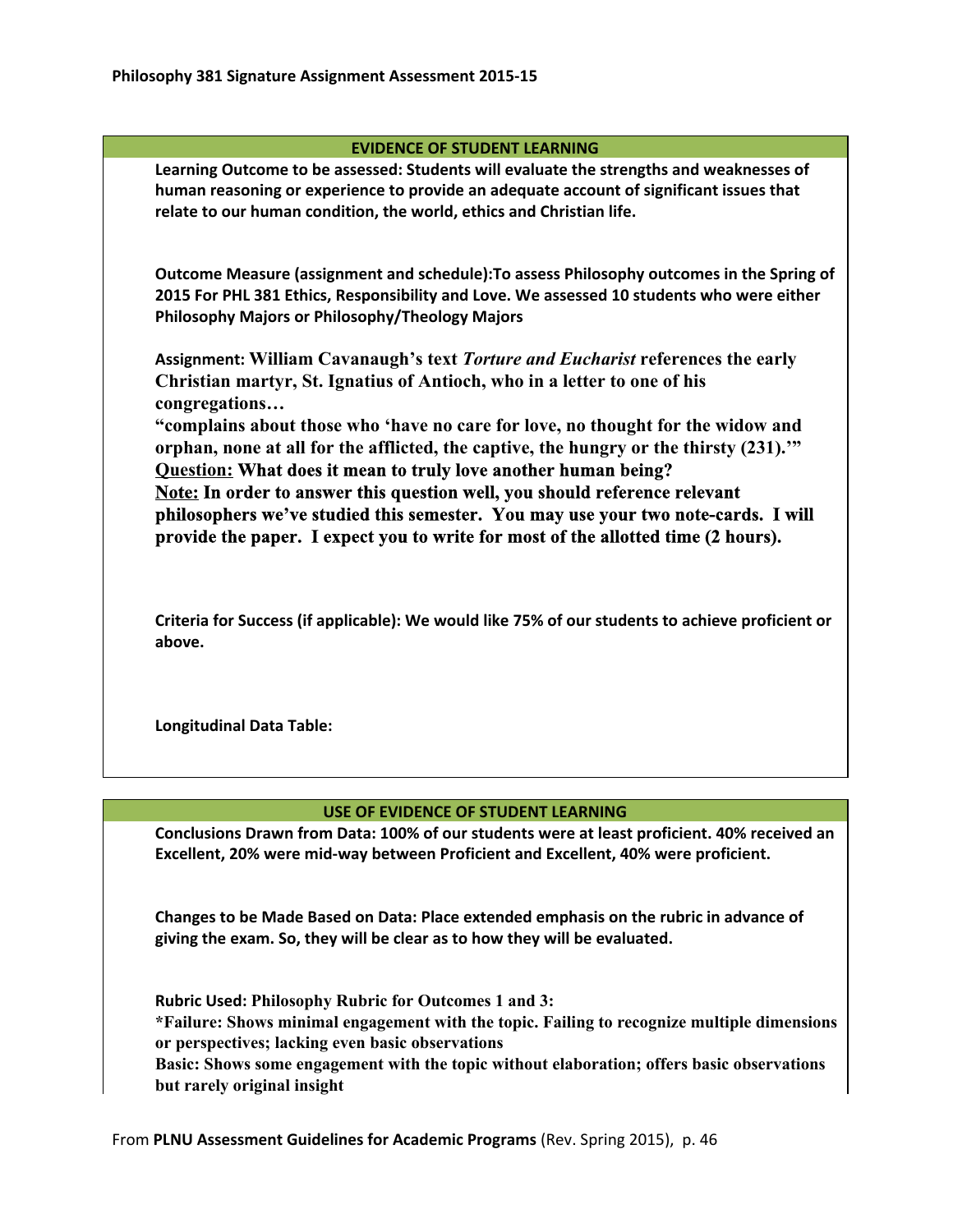**Philosophy 381 Signature Assignment Assessment 2015-15**

## EVIDENCE OF STUDENT LEARNING

**Learning Outcome to be assessed: Students will evaluate the strengths and weaknesses of human reasoning or experience to provide an adequate account of significant issues that relate to our human condition, the world, ethics and Christian life.**

**Outcome Measure (assignment and schedule):To assess Philosophy outcomes in the Spring of 2015 For PHL 381 Ethics, Responsibility and Love. We assessed 10 students who were either Philosophy Majors or Philosophy/Theology Majors**

**Assignment: William Cavanaugh's text *Torture and Eucharist* references the early Christian martyr, St. Ignatius of Antioch, who in a letter to one of his congregations…**

**"complains about those who 'have no care for love, no thought for the widow and orphan, none at all for the afflicted, the captive, the hungry or the thirsty (231).'"**

**Question: What does it mean to truly love another human being?**

**Note: In order to answer this question well, you should reference relevant philosophers we've studied this semester. You may use your two note-cards. I will provide the paper. I expect you to write for most of the allotted time (2 hours).**

**Criteria for Success (if applicable): We would like 75% of our students to achieve proficient or above.**

**Longitudinal Data Table:**

## USE OF EVIDENCE OF STUDENT LEARNING

**Conclusions Drawn from Data: 100% of our students were at least proficient. 40% received an Excellent, 20% were mid-way between Proficient and Excellent, 40% were proficient.**

**Changes to be Made Based on Data: Place extended emphasis on the rubric in advance of giving the exam. So, they will be clear as to how they will be evaluated.**

**Rubric Used: Philosophy Rubric for Outcomes 1 and 3:**

***Failure: Shows minimal engagement with the topic. Failing to recognize multiple dimensions or perspectives; lacking even basic observations**

**Basic: Shows some engagement with the topic without elaboration; offers basic observations but rarely original insight**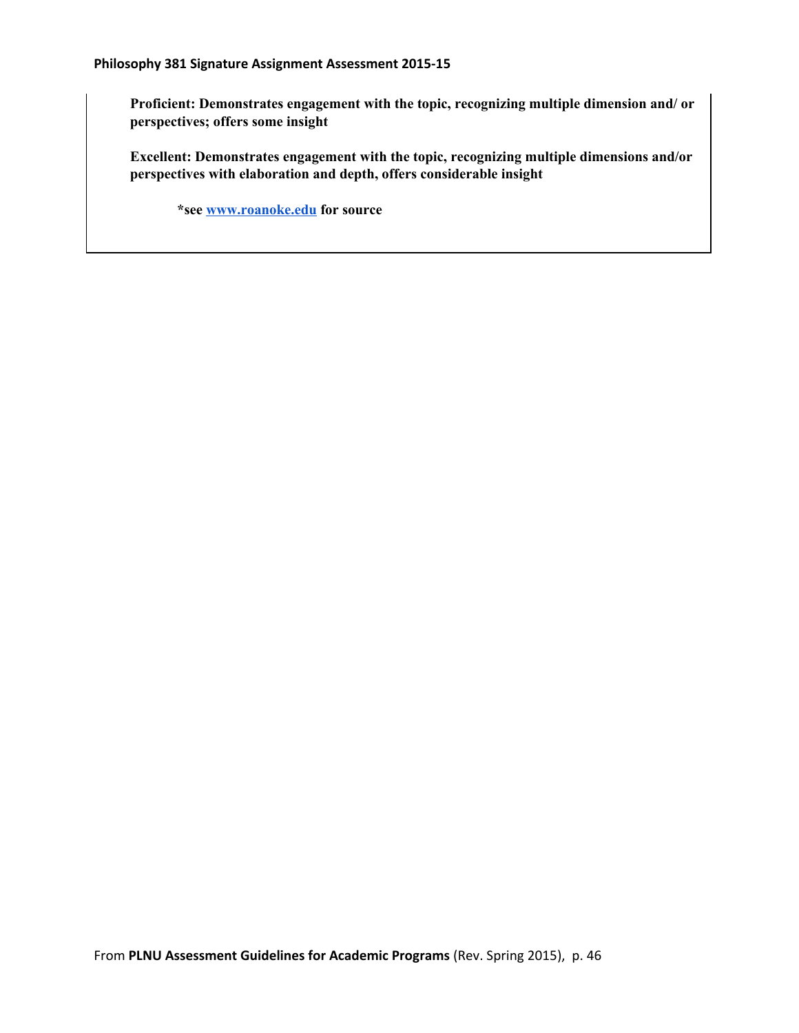**Proficient: Demonstrates engagement with the topic, recognizing multiple dimension and/ or perspectives; offers some insight**

**Excellent: Demonstrates engagement with the topic, recognizing multiple dimensions and/or perspectives with elaboration and depth, offers considerable insight**

**\*see [www.roanoke.edu](http://www.roanoke.edu) for source**